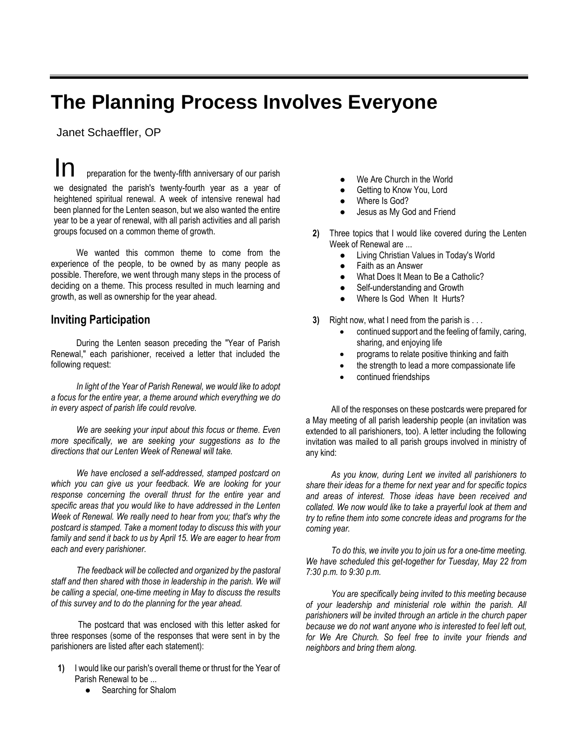# The Planning Process Involves Everyone

Janet Schaeffler, OP

In preparation for the twenty-fifth anniversary of our parish we designated the parish's twenty-fourth year as a year of heightened spiritual renewal. A week of intensive renewal had been planned for the Lenten season, but we also wanted the entire year to be a year of renewal, with all parish activities and all parish groups focused on a common theme of growth.

We wanted this common theme to come from the experience of the people, to be owned by as many people as possible. Therefore, we went through many steps in the process of deciding on a theme. This process resulted in much learning and growth, as well as ownership for the year ahead.

## Inviting Participation

During the Lenten season preceding the "Year of Parish Renewal," each parishioner, received a letter that included the following request:

*In light of the Year of Parish Renewal, we would like to adopt a focus for the entire year, a theme around which everything we do in every aspect of parish life could revolve.*

*We are seeking your input about this focus or theme. Even more specifically, we are seeking your suggestions as to the directions that our Lenten Week of Renewal will take.*

*We have enclosed a self-addressed, stamped postcard on which you can give us your feedback. We are looking for your response concerning the overall thrust for the entire year and specific areas that you would like to have addressed in the Lenten Week of Renewal. We really need to hear from you; that's why the postcard is stamped. Take a moment today to discuss this with your family and send it back to us by April 15. We are eager to hear from each and every parishioner.*

*The feedback will be collected and organized by the pastoral staff and then shared with those in leadership in the parish. We will be calling a special, one-time meeting in May to discuss the results of this survey and to do the planning for the year ahead.*

The postcard that was enclosed with this letter asked for three responses (some of the responses that were sent in by the parishioners are listed after each statement):

1) I would like our parish's overall theme or thrust for the Year of Parish Renewal to be ...
   - Searching for Shalom
   - We Are Church in the World
   - Getting to Know You, Lord
   - Where Is God?
   - Jesus as My God and Friend

2) Three topics that I would like covered during the Lenten Week of Renewal are ...
   - Living Christian Values in Today's World
   - Faith as an Answer
   - What Does It Mean to Be a Catholic?
   - Self-understanding and Growth
   - Where Is God When It Hurts?

3) Right now, what I need from the parish is . . .
   - continued support and the feeling of family, caring, sharing, and enjoying life
   - programs to relate positive thinking and faith
   - the strength to lead a more compassionate life
   - continued friendships

All of the responses on these postcards were prepared for a May meeting of all parish leadership people (an invitation was extended to all parishioners, too). A letter including the following invitation was mailed to all parish groups involved in ministry of any kind:

*As you know, during Lent we invited all parishioners to share their ideas for a theme for next year and for specific topics and areas of interest. Those ideas have been received and collated. We now would like to take a prayerful look at them and try to refine them into some concrete ideas and programs for the coming year.*

*To do this, we invite you to join us for a one-time meeting. We have scheduled this get-together for Tuesday, May 22 from 7:30 p.m. to 9:30 p.m.*

*You are specifically being invited to this meeting because of your leadership and ministerial role within the parish. All parishioners will be invited through an article in the church paper because we do not want anyone who is interested to feel left out, for We Are Church. So feel free to invite your friends and neighbors and bring them along.*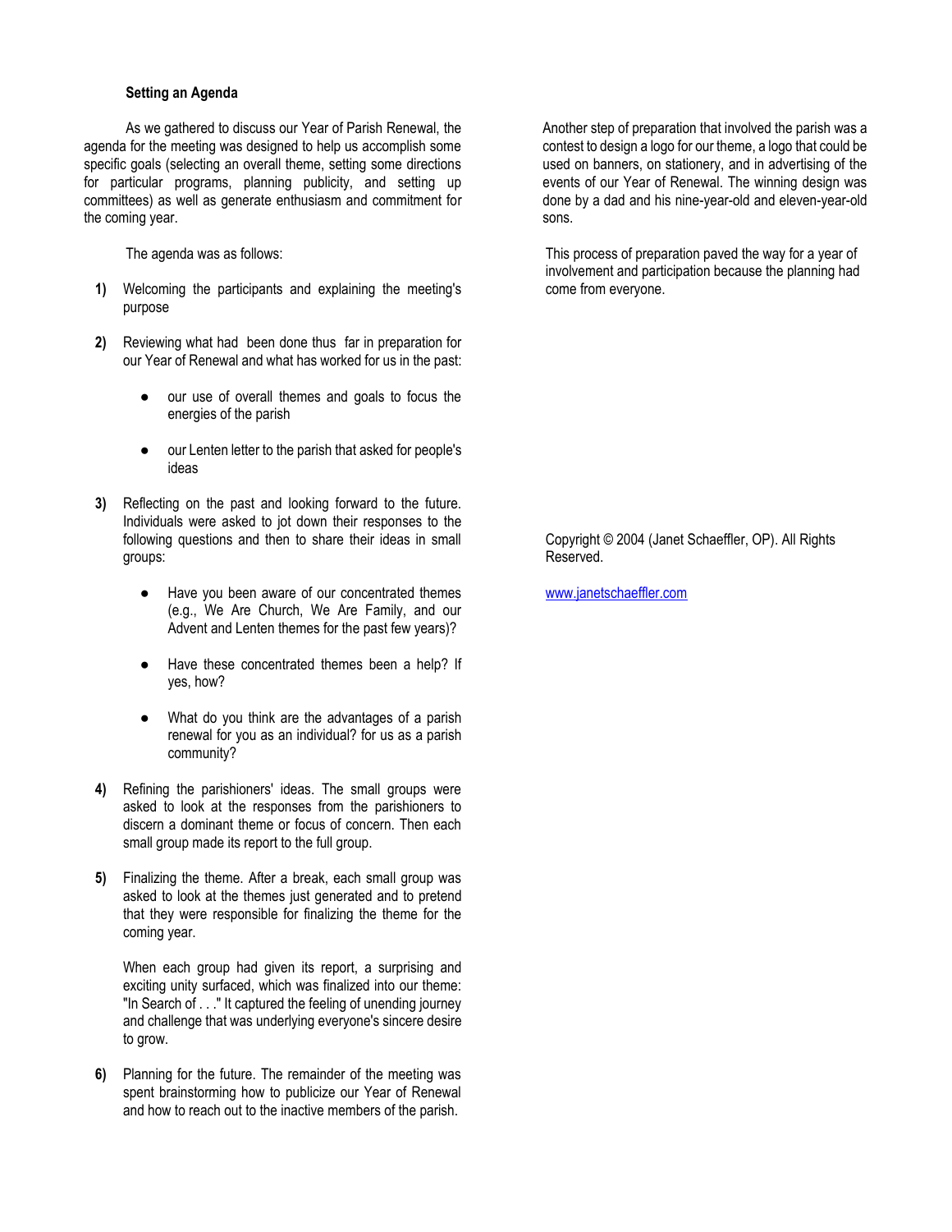**Setting an Agenda**

As we gathered to discuss our Year of Parish Renewal, the agenda for the meeting was designed to help us accomplish some specific goals (selecting an overall theme, setting some directions for particular programs, planning publicity, and setting up committees) as well as generate enthusiasm and commitment for the coming year.

The agenda was as follows:

1) Welcoming the participants and explaining the meeting's purpose

2) Reviewing what had been done thus far in preparation for our Year of Renewal and what has worked for us in the past:

   - our use of overall themes and goals to focus the energies of the parish

   - our Lenten letter to the parish that asked for people's ideas

3) Reflecting on the past and looking forward to the future. Individuals were asked to jot down their responses to the following questions and then to share their ideas in small groups:

   - Have you been aware of our concentrated themes (e.g., We Are Church, We Are Family, and our Advent and Lenten themes for the past few years)?

   - Have these concentrated themes been a help? If yes, how?

   - What do you think are the advantages of a parish renewal for you as an individual? for us as a parish community?

4) Refining the parishioners' ideas. The small groups were asked to look at the responses from the parishioners to discern a dominant theme or focus of concern. Then each small group made its report to the full group.

5) Finalizing the theme. After a break, each small group was asked to look at the themes just generated and to pretend that they were responsible for finalizing the theme for the coming year.

   When each group had given its report, a surprising and exciting unity surfaced, which was finalized into our theme: "In Search of . . ." It captured the feeling of unending journey and challenge that was underlying everyone's sincere desire to grow.

6) Planning for the future. The remainder of the meeting was spent brainstorming how to publicize our Year of Renewal and how to reach out to the inactive members of the parish.

Another step of preparation that involved the parish was a contest to design a logo for our theme, a logo that could be used on banners, on stationery, and in advertising of the events of our Year of Renewal. The winning design was done by a dad and his nine-year-old and eleven-year-old sons.

This process of preparation paved the way for a year of involvement and participation because the planning had come from everyone.

Copyright © 2004 (Janet Schaeffler, OP). All Rights Reserved.

www.janetschaeffler.com